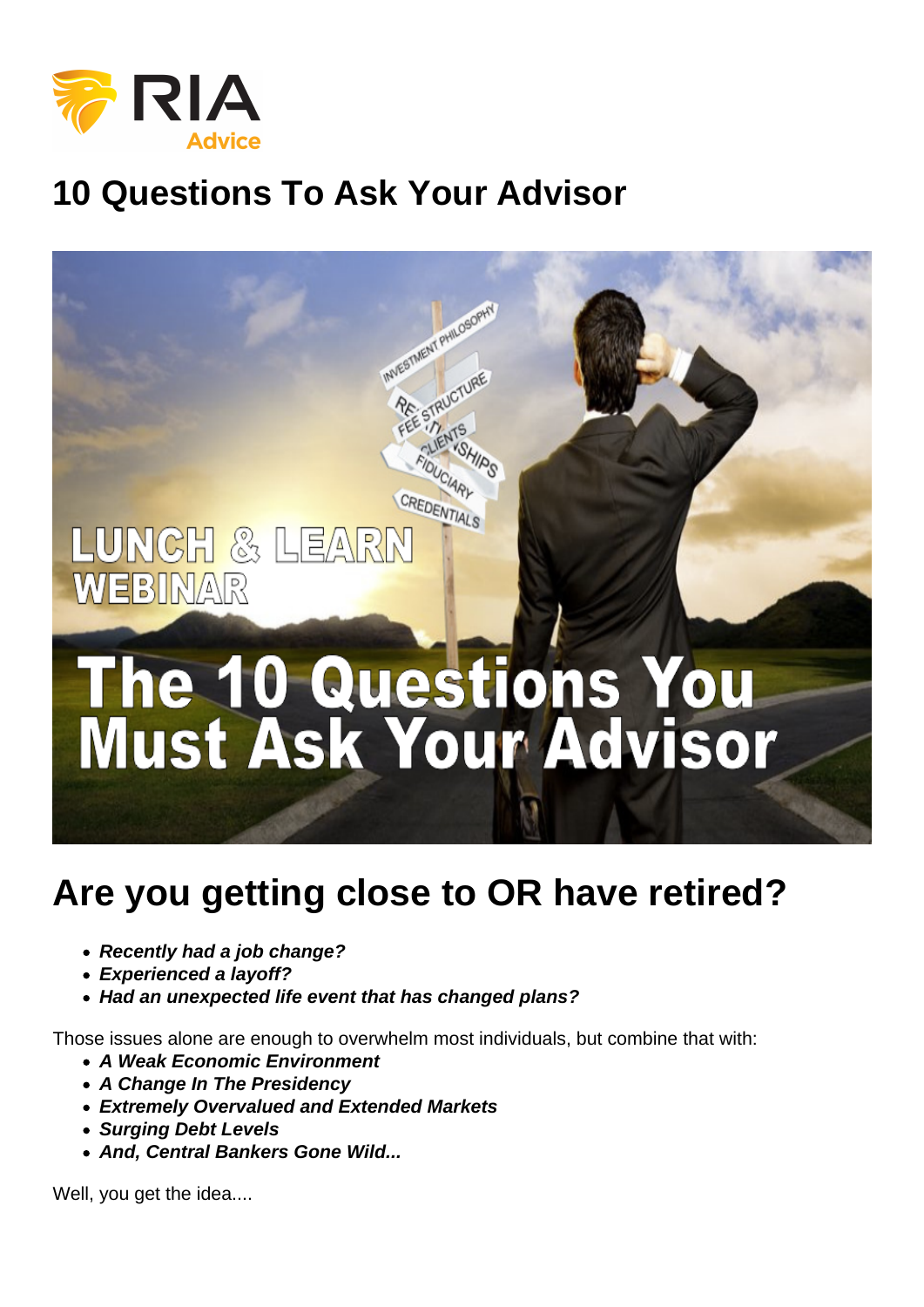# 10 Questions To Ask Your Advisor

## Are you getting close to OR have retired?

- ***Recently had a job change?***
- ***Experienced a layoff?***
- ***Had an unexpected life event that has changed plans?***

Those issues alone are enough to overwhelm most individuals, but combine that with:

- ***A Weak Economic Environment***
- ***A Change In The Presidency***
- ***Extremely Overvalued and Extended Markets***
- ***Surging Debt Levels***
- ***And, Central Bankers Gone Wild...***

Well, you get the idea....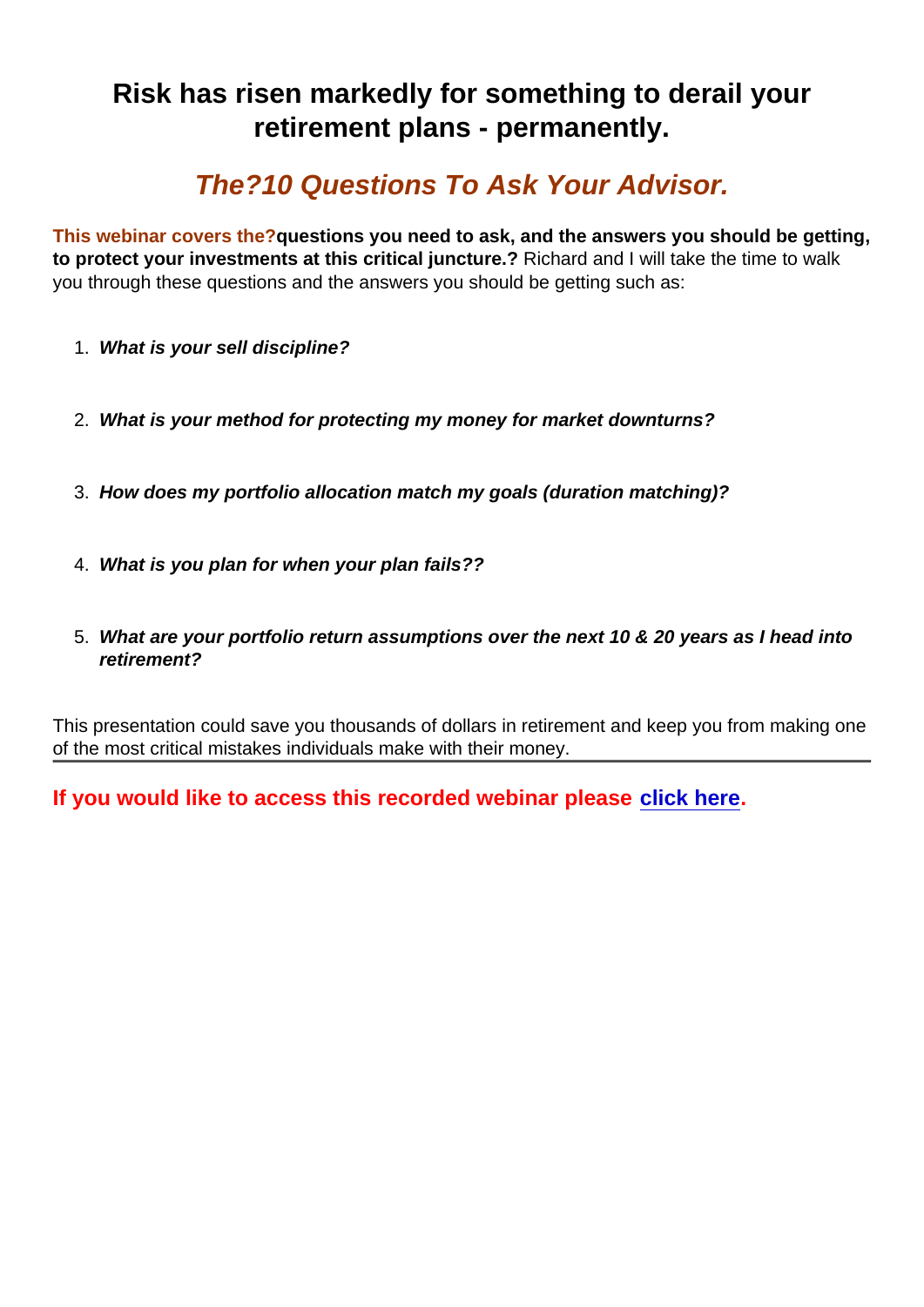## Risk has risen markedly for something to derail your retirement plans - permanently.

### *The?10 Questions To Ask Your Advisor.*

**This webinar covers the?questions you need to ask, and the answers you should be getting, to protect your investments at this critical juncture.?** Richard and I will take the time to walk you through these questions and the answers you should be getting such as:

1. ***What is your sell discipline?***

2. ***What is your method for protecting my money for market downturns?***

3. ***How does my portfolio allocation match my goals (duration matching)?***

4. ***What is you plan for when your plan fails??***

5. ***What are your portfolio return assumptions over the next 10 & 20 years as I head into retirement?***

This presentation could save you thousands of dollars in retirement and keep you from making one of the most critical mistakes individuals make with their money.

---

**If you would like to access this recorded webinar please click here.**